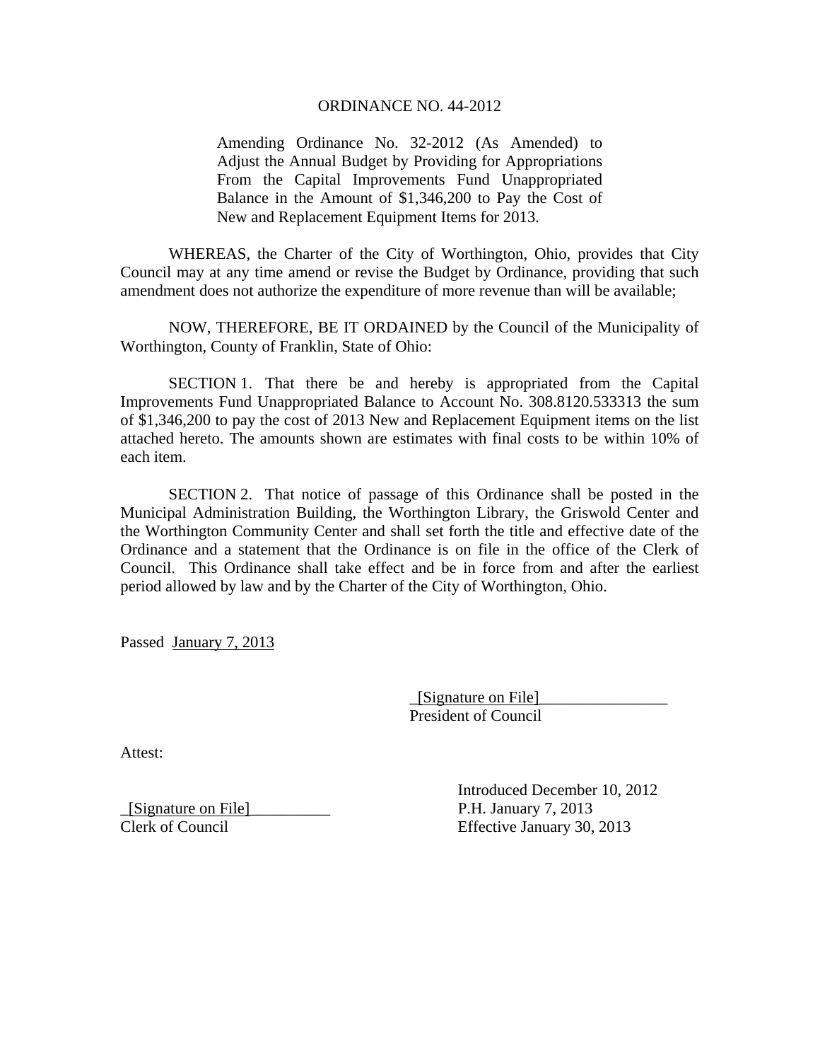# ORDINANCE NO. 44-2012

Amending Ordinance No. 32-2012 (As Amended) to Adjust the Annual Budget by Providing for Appropriations From the Capital Improvements Fund Unappropriated Balance in the Amount of $1,346,200 to Pay the Cost of New and Replacement Equipment Items for 2013.

WHEREAS, the Charter of the City of Worthington, Ohio, provides that City Council may at any time amend or revise the Budget by Ordinance, providing that such amendment does not authorize the expenditure of more revenue than will be available;

NOW, THEREFORE, BE IT ORDAINED by the Council of the Municipality of Worthington, County of Franklin, State of Ohio:

SECTION 1. That there be and hereby is appropriated from the Capital Improvements Fund Unappropriated Balance to Account No. 308.8120.533313 the sum of $1,346,200 to pay the cost of 2013 New and Replacement Equipment items on the list attached hereto. The amounts shown are estimates with final costs to be within 10% of each item.

SECTION 2. That notice of passage of this Ordinance shall be posted in the Municipal Administration Building, the Worthington Library, the Griswold Center and the Worthington Community Center and shall set forth the title and effective date of the Ordinance and a statement that the Ordinance is on file in the office of the Clerk of Council. This Ordinance shall take effect and be in force from and after the earliest period allowed by law and by the Charter of the City of Worthington, Ohio.

Passed January 7, 2013

_[Signature on File]_________________
President of Council

Attest:

_[Signature on File]__________
Clerk of Council

Introduced December 10, 2012
P.H. January 7, 2013
Effective January 30, 2013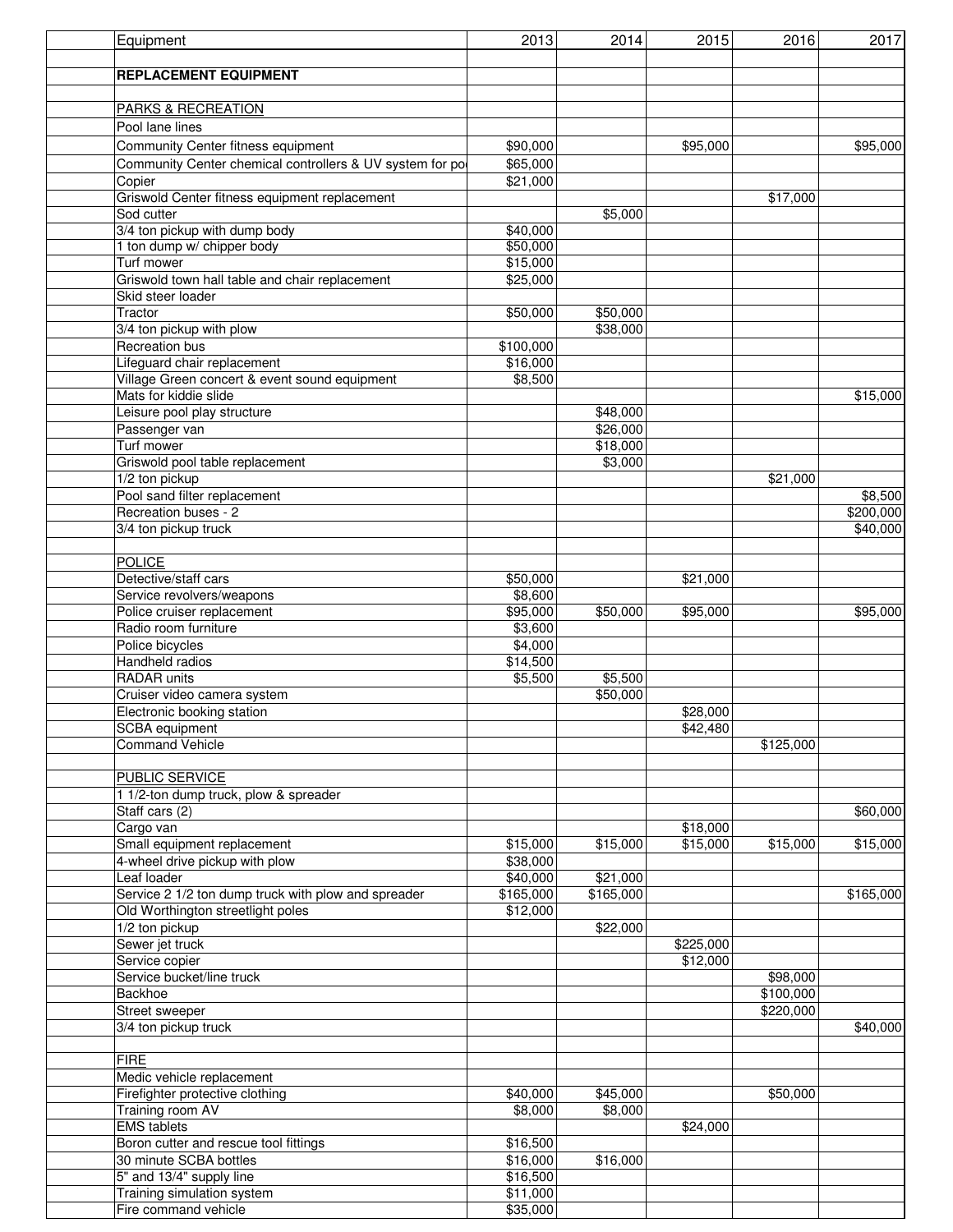| Equipment | 2013 | 2014 | 2015 | 2016 | 2017 |
|---|---|---|---|---|---|
| | | | | | |
| **REPLACEMENT EQUIPMENT** | | | | | |
| | | | | | |
| PARKS & RECREATION | | | | | |
| Pool lane lines | | | | | |
| Community Center fitness equipment | $90,000 | | $95,000 | | $95,000 |
| Community Center chemical controllers & UV system for po | $65,000 | | | | |
| Copier | $21,000 | | | | |
| Griswold Center fitness equipment replacement | | | | $17,000 | |
| Sod cutter | | $5,000 | | | |
| 3/4 ton pickup with dump body | $40,000 | | | | |
| 1 ton dump w/ chipper body | $50,000 | | | | |
| Turf mower | $15,000 | | | | |
| Griswold town hall table and chair replacement | $25,000 | | | | |
| Skid steer loader | | | | | |
| Tractor | $50,000 | $50,000 | | | |
| 3/4 ton pickup with plow | | $38,000 | | | |
| Recreation bus | $100,000 | | | | |
| Lifeguard chair replacement | $16,000 | | | | |
| Village Green concert & event sound equipment | $8,500 | | | | |
| Mats for kiddie slide | | | | | $15,000 |
| Leisure pool play structure | | $48,000 | | | |
| Passenger van | | $26,000 | | | |
| Turf mower | | $18,000 | | | |
| Griswold pool table replacement | | $3,000 | | | |
| 1/2 ton pickup | | | | $21,000 | |
| Pool sand filter replacement | | | | | $8,500 |
| Recreation buses - 2 | | | | | $200,000 |
| 3/4 ton pickup truck | | | | | $40,000 |
| | | | | | |
| POLICE | | | | | |
| Detective/staff cars | $50,000 | | $21,000 | | |
| Service revolvers/weapons | $8,600 | | | | |
| Police cruiser replacement | $95,000 | $50,000 | $95,000 | | $95,000 |
| Radio room furniture | $3,600 | | | | |
| Police bicycles | $4,000 | | | | |
| Handheld radios | $14,500 | | | | |
| RADAR units | $5,500 | $5,500 | | | |
| Cruiser video camera system | | $50,000 | | | |
| Electronic booking station | | | $28,000 | | |
| SCBA equipment | | | $42,480 | | |
| Command Vehicle | | | | $125,000 | |
| | | | | | |
| PUBLIC SERVICE | | | | | |
| 1 1/2-ton dump truck, plow & spreader | | | | | |
| Staff cars (2) | | | | | $60,000 |
| Cargo van | | | $18,000 | | |
| Small equipment replacement | $15,000 | $15,000 | $15,000 | $15,000 | $15,000 |
| 4-wheel drive pickup with plow | $38,000 | | | | |
| Leaf loader | $40,000 | $21,000 | | | |
| Service 2 1/2 ton dump truck with plow and spreader | $165,000 | $165,000 | | | $165,000 |
| Old Worthington streetlight poles | $12,000 | | | | |
| 1/2 ton pickup | | $22,000 | | | |
| Sewer jet truck | | | $225,000 | | |
| Service copier | | | $12,000 | | |
| Service bucket/line truck | | | | $98,000 | |
| Backhoe | | | | $100,000 | |
| Street sweeper | | | | $220,000 | |
| 3/4 ton pickup truck | | | | | $40,000 |
| | | | | | |
| FIRE | | | | | |
| Medic vehicle replacement | | | | | |
| Firefighter protective clothing | $40,000 | $45,000 | | $50,000 | |
| Training room AV | $8,000 | $8,000 | | | |
| EMS tablets | | | $24,000 | | |
| Boron cutter and rescue tool fittings | $16,500 | | | | |
| 30 minute SCBA bottles | $16,000 | $16,000 | | | |
| 5" and 13/4" supply line | $16,500 | | | | |
| Training simulation system | $11,000 | | | | |
| Fire command vehicle | $35,000 | | | | |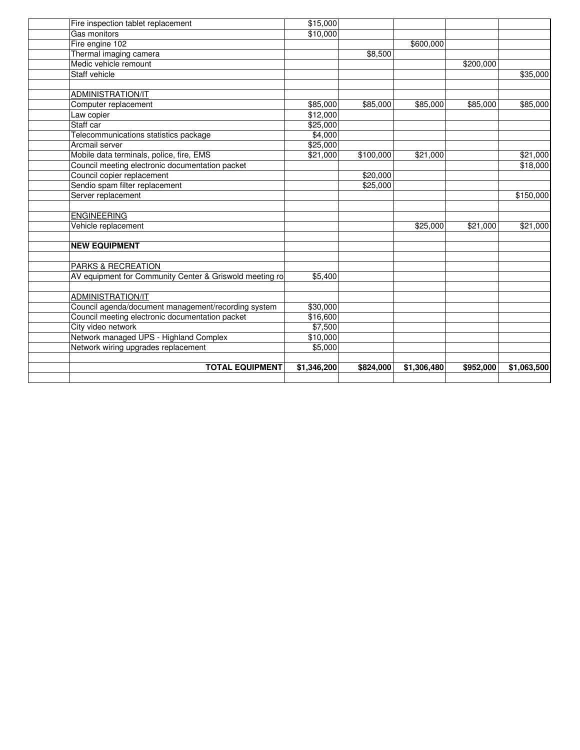| | | | | | | |
|---|---|---|---|---|---|---|
| | Fire inspection tablet replacement | $15,000 | | | | |
| | Gas monitors | $10,000 | | | | |
| | Fire engine 102 | | | $600,000 | | |
| | Thermal imaging camera | | $8,500 | | | |
| | Medic vehicle remount | | | | $200,000 | |
| | Staff vehicle | | | | | $35,000 |
| | | | | | | |
| | ADMINISTRATION/IT | | | | | |
| | Computer replacement | $85,000 | $85,000 | $85,000 | $85,000 | $85,000 |
| | Law copier | $12,000 | | | | |
| | Staff car | $25,000 | | | | |
| | Telecommunications statistics package | $4,000 | | | | |
| | Arcmail server | $25,000 | | | | |
| | Mobile data terminals, police, fire, EMS | $21,000 | $100,000 | $21,000 | | $21,000 |
| | Council meeting electronic documentation packet | | | | | $18,000 |
| | Council copier replacement | | $20,000 | | | |
| | Sendio spam filter replacement | | $25,000 | | | |
| | Server replacement | | | | | $150,000 |
| | | | | | | |
| | ENGINEERING | | | | | |
| | Vehicle replacement | | | $25,000 | $21,000 | $21,000 |
| | | | | | | |
| | **NEW EQUIPMENT** | | | | | |
| | | | | | | |
| | PARKS & RECREATION | | | | | |
| | AV equipment for Community Center & Griswold meeting ro | $5,400 | | | | |
| | | | | | | |
| | ADMINISTRATION/IT | | | | | |
| | Council agenda/document management/recording system | $30,000 | | | | |
| | Council meeting electronic documentation packet | $16,600 | | | | |
| | City video network | $7,500 | | | | |
| | Network managed UPS - Highland Complex | $10,000 | | | | |
| | Network wiring upgrades replacement | $5,000 | | | | |
| | | | | | | |
| | **TOTAL EQUIPMENT** | **$1,346,200** | **$824,000** | **$1,306,480** | **$952,000** | **$1,063,500** |
| | | | | | | |